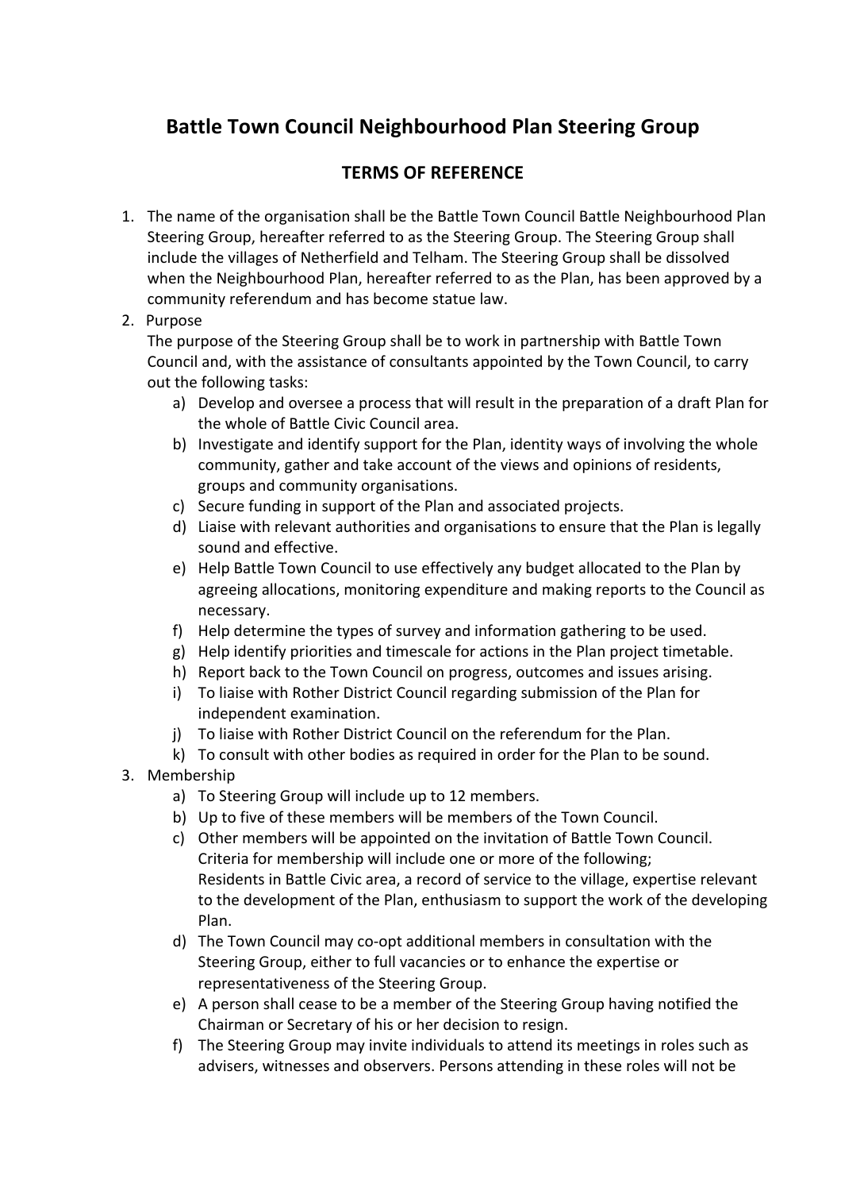# Battle Town Council Neighbourhood Plan Steering Group

## TERMS OF REFERENCE

1. The name of the organisation shall be the Battle Town Council Battle Neighbourhood Plan Steering Group, hereafter referred to as the Steering Group. The Steering Group shall include the villages of Netherfield and Telham. The Steering Group shall be dissolved when the Neighbourhood Plan, hereafter referred to as the Plan, has been approved by a community referendum and has become statue law.
2. Purpose

   The purpose of the Steering Group shall be to work in partnership with Battle Town Council and, with the assistance of consultants appointed by the Town Council, to carry out the following tasks:
   a) Develop and oversee a process that will result in the preparation of a draft Plan for the whole of Battle Civic Council area.
   b) Investigate and identify support for the Plan, identity ways of involving the whole community, gather and take account of the views and opinions of residents, groups and community organisations.
   c) Secure funding in support of the Plan and associated projects.
   d) Liaise with relevant authorities and organisations to ensure that the Plan is legally sound and effective.
   e) Help Battle Town Council to use effectively any budget allocated to the Plan by agreeing allocations, monitoring expenditure and making reports to the Council as necessary.
   f) Help determine the types of survey and information gathering to be used.
   g) Help identify priorities and timescale for actions in the Plan project timetable.
   h) Report back to the Town Council on progress, outcomes and issues arising.
   i) To liaise with Rother District Council regarding submission of the Plan for independent examination.
   j) To liaise with Rother District Council on the referendum for the Plan.
   k) To consult with other bodies as required in order for the Plan to be sound.
3. Membership
   a) To Steering Group will include up to 12 members.
   b) Up to five of these members will be members of the Town Council.
   c) Other members will be appointed on the invitation of Battle Town Council. Criteria for membership will include one or more of the following;
      Residents in Battle Civic area, a record of service to the village, expertise relevant to the development of the Plan, enthusiasm to support the work of the developing Plan.
   d) The Town Council may co-opt additional members in consultation with the Steering Group, either to full vacancies or to enhance the expertise or representativeness of the Steering Group.
   e) A person shall cease to be a member of the Steering Group having notified the Chairman or Secretary of his or her decision to resign.
   f) The Steering Group may invite individuals to attend its meetings in roles such as advisers, witnesses and observers. Persons attending in these roles will not be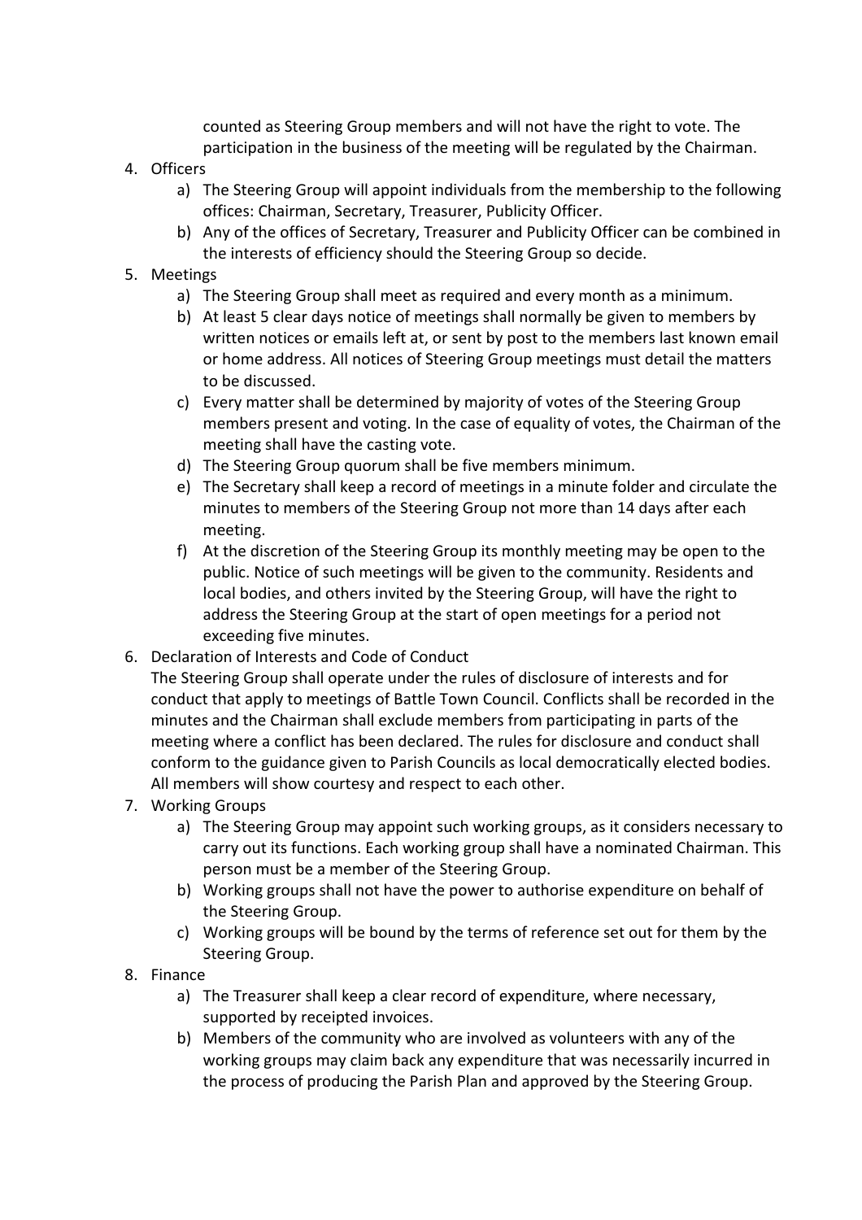counted as Steering Group members and will not have the right to vote. The participation in the business of the meeting will be regulated by the Chairman.

4. Officers
   a) The Steering Group will appoint individuals from the membership to the following offices: Chairman, Secretary, Treasurer, Publicity Officer.
   b) Any of the offices of Secretary, Treasurer and Publicity Officer can be combined in the interests of efficiency should the Steering Group so decide.
5. Meetings
   a) The Steering Group shall meet as required and every month as a minimum.
   b) At least 5 clear days notice of meetings shall normally be given to members by written notices or emails left at, or sent by post to the members last known email or home address. All notices of Steering Group meetings must detail the matters to be discussed.
   c) Every matter shall be determined by majority of votes of the Steering Group members present and voting. In the case of equality of votes, the Chairman of the meeting shall have the casting vote.
   d) The Steering Group quorum shall be five members minimum.
   e) The Secretary shall keep a record of meetings in a minute folder and circulate the minutes to members of the Steering Group not more than 14 days after each meeting.
   f) At the discretion of the Steering Group its monthly meeting may be open to the public. Notice of such meetings will be given to the community. Residents and local bodies, and others invited by the Steering Group, will have the right to address the Steering Group at the start of open meetings for a period not exceeding five minutes.
6. Declaration of Interests and Code of Conduct
   The Steering Group shall operate under the rules of disclosure of interests and for conduct that apply to meetings of Battle Town Council. Conflicts shall be recorded in the minutes and the Chairman shall exclude members from participating in parts of the meeting where a conflict has been declared. The rules for disclosure and conduct shall conform to the guidance given to Parish Councils as local democratically elected bodies. All members will show courtesy and respect to each other.
7. Working Groups
   a) The Steering Group may appoint such working groups, as it considers necessary to carry out its functions. Each working group shall have a nominated Chairman. This person must be a member of the Steering Group.
   b) Working groups shall not have the power to authorise expenditure on behalf of the Steering Group.
   c) Working groups will be bound by the terms of reference set out for them by the Steering Group.
8. Finance
   a) The Treasurer shall keep a clear record of expenditure, where necessary, supported by receipted invoices.
   b) Members of the community who are involved as volunteers with any of the working groups may claim back any expenditure that was necessarily incurred in the process of producing the Parish Plan and approved by the Steering Group.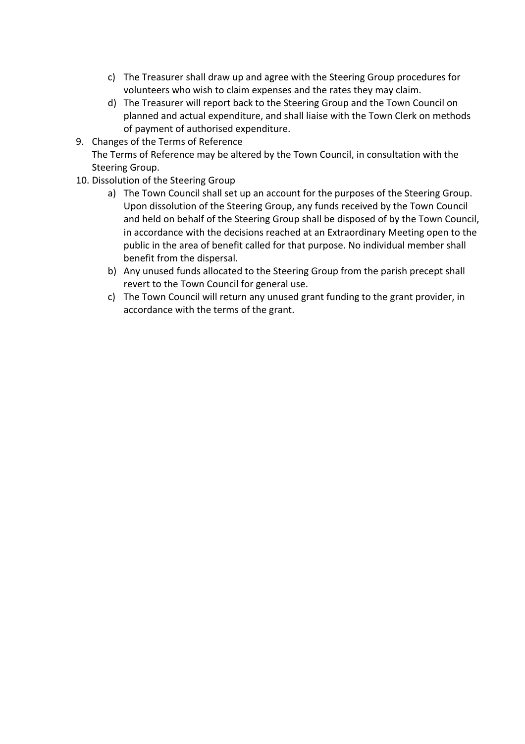c) The Treasurer shall draw up and agree with the Steering Group procedures for volunteers who wish to claim expenses and the rates they may claim.

d) The Treasurer will report back to the Steering Group and the Town Council on planned and actual expenditure, and shall liaise with the Town Clerk on methods of payment of authorised expenditure.

9. Changes of the Terms of Reference
   The Terms of Reference may be altered by the Town Council, in consultation with the Steering Group.
10. Dissolution of the Steering Group
    a) The Town Council shall set up an account for the purposes of the Steering Group. Upon dissolution of the Steering Group, any funds received by the Town Council and held on behalf of the Steering Group shall be disposed of by the Town Council, in accordance with the decisions reached at an Extraordinary Meeting open to the public in the area of benefit called for that purpose. No individual member shall benefit from the dispersal.
    b) Any unused funds allocated to the Steering Group from the parish precept shall revert to the Town Council for general use.
    c) The Town Council will return any unused grant funding to the grant provider, in accordance with the terms of the grant.